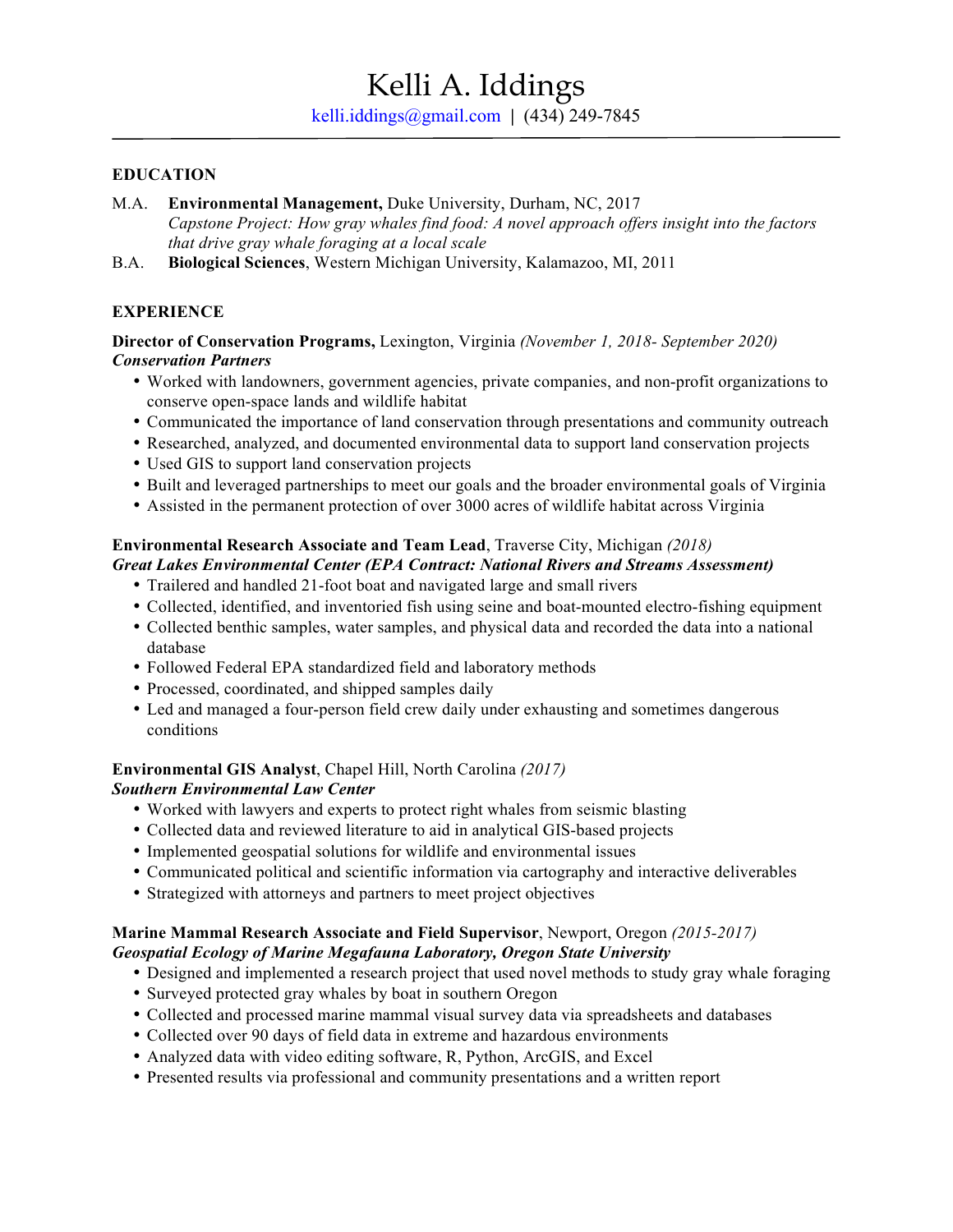# Kelli A. Iddings

kelli.iddings@gmail.com | (434) 249-7845

---

## EDUCATION

M.A. **Environmental Management,** Duke University, Durham, NC, 2017
*Capstone Project: How gray whales find food: A novel approach offers insight into the factors that drive gray whale foraging at a local scale*

B.A. **Biological Sciences**, Western Michigan University, Kalamazoo, MI, 2011

## EXPERIENCE

**Director of Conservation Programs,** Lexington, Virginia *(November 1, 2018- September 2020)*
***Conservation Partners***

- Worked with landowners, government agencies, private companies, and non-profit organizations to conserve open-space lands and wildlife habitat
- Communicated the importance of land conservation through presentations and community outreach
- Researched, analyzed, and documented environmental data to support land conservation projects
- Used GIS to support land conservation projects
- Built and leveraged partnerships to meet our goals and the broader environmental goals of Virginia
- Assisted in the permanent protection of over 3000 acres of wildlife habitat across Virginia

**Environmental Research Associate and Team Lead**, Traverse City, Michigan *(2018)*
***Great Lakes Environmental Center (EPA Contract: National Rivers and Streams Assessment)***

- Trailered and handled 21-foot boat and navigated large and small rivers
- Collected, identified, and inventoried fish using seine and boat-mounted electro-fishing equipment
- Collected benthic samples, water samples, and physical data and recorded the data into a national database
- Followed Federal EPA standardized field and laboratory methods
- Processed, coordinated, and shipped samples daily
- Led and managed a four-person field crew daily under exhausting and sometimes dangerous conditions

**Environmental GIS Analyst**, Chapel Hill, North Carolina *(2017)*
***Southern Environmental Law Center***

- Worked with lawyers and experts to protect right whales from seismic blasting
- Collected data and reviewed literature to aid in analytical GIS-based projects
- Implemented geospatial solutions for wildlife and environmental issues
- Communicated political and scientific information via cartography and interactive deliverables
- Strategized with attorneys and partners to meet project objectives

**Marine Mammal Research Associate and Field Supervisor**, Newport, Oregon *(2015-2017)*
***Geospatial Ecology of Marine Megafauna Laboratory, Oregon State University***

- Designed and implemented a research project that used novel methods to study gray whale foraging
- Surveyed protected gray whales by boat in southern Oregon
- Collected and processed marine mammal visual survey data via spreadsheets and databases
- Collected over 90 days of field data in extreme and hazardous environments
- Analyzed data with video editing software, R, Python, ArcGIS, and Excel
- Presented results via professional and community presentations and a written report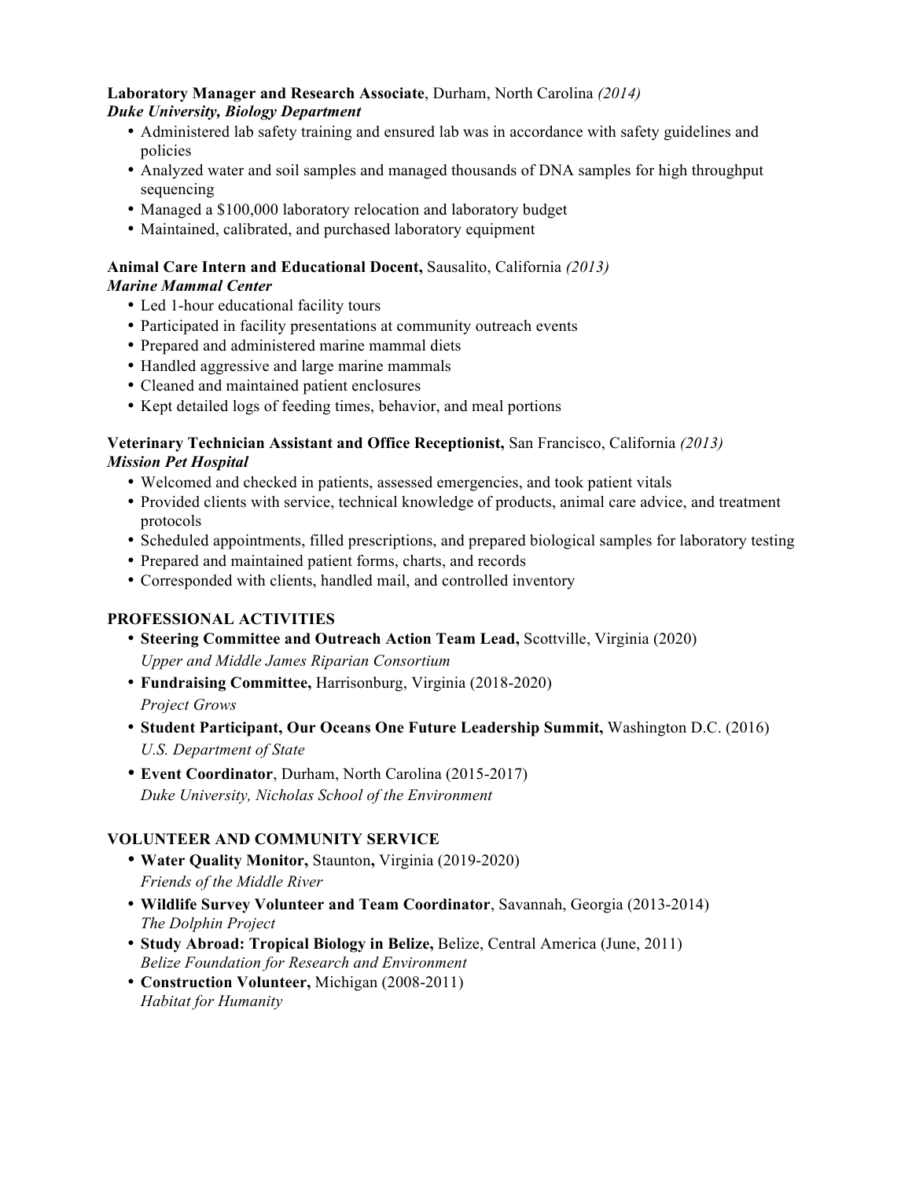**Laboratory Manager and Research Associate**, Durham, North Carolina *(2014)*
***Duke University, Biology Department***

- Administered lab safety training and ensured lab was in accordance with safety guidelines and policies
- Analyzed water and soil samples and managed thousands of DNA samples for high throughput sequencing
- Managed a $100,000 laboratory relocation and laboratory budget
- Maintained, calibrated, and purchased laboratory equipment

**Animal Care Intern and Educational Docent,** Sausalito, California *(2013)*
***Marine Mammal Center***

- Led 1-hour educational facility tours
- Participated in facility presentations at community outreach events
- Prepared and administered marine mammal diets
- Handled aggressive and large marine mammals
- Cleaned and maintained patient enclosures
- Kept detailed logs of feeding times, behavior, and meal portions

**Veterinary Technician Assistant and Office Receptionist,** San Francisco, California *(2013)*
***Mission Pet Hospital***

- Welcomed and checked in patients, assessed emergencies, and took patient vitals
- Provided clients with service, technical knowledge of products, animal care advice, and treatment protocols
- Scheduled appointments, filled prescriptions, and prepared biological samples for laboratory testing
- Prepared and maintained patient forms, charts, and records
- Corresponded with clients, handled mail, and controlled inventory

## PROFESSIONAL ACTIVITIES

- **Steering Committee and Outreach Action Team Lead,** Scottville, Virginia (2020)
  *Upper and Middle James Riparian Consortium*
- **Fundraising Committee,** Harrisonburg, Virginia (2018-2020)
  *Project Grows*
- **Student Participant, Our Oceans One Future Leadership Summit,** Washington D.C. (2016)
  *U.S. Department of State*
- **Event Coordinator**, Durham, North Carolina (2015-2017)
  *Duke University, Nicholas School of the Environment*

## VOLUNTEER AND COMMUNITY SERVICE

- **Water Quality Monitor,** Staunton**,** Virginia (2019-2020)
  *Friends of the Middle River*
- **Wildlife Survey Volunteer and Team Coordinator**, Savannah, Georgia (2013-2014)
  *The Dolphin Project*
- **Study Abroad: Tropical Biology in Belize,** Belize, Central America (June, 2011)
  *Belize Foundation for Research and Environment*
- **Construction Volunteer,** Michigan (2008-2011)
  *Habitat for Humanity*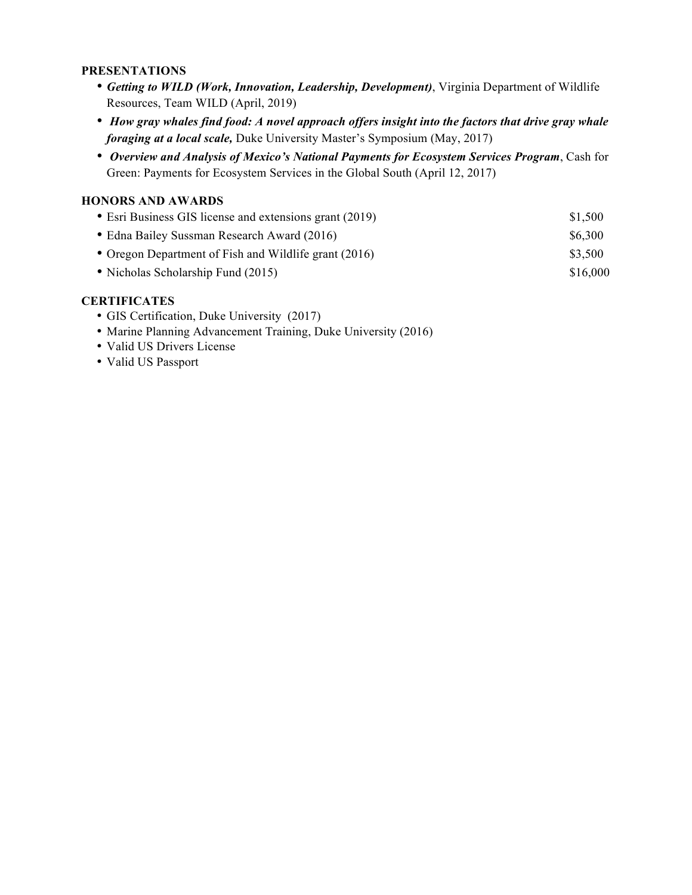## PRESENTATIONS

- ***Getting to WILD (Work, Innovation, Leadership, Development)***, Virginia Department of Wildlife Resources, Team WILD (April, 2019)
- ***How gray whales find food: A novel approach offers insight into the factors that drive gray whale foraging at a local scale,*** Duke University Master's Symposium (May, 2017)
- ***Overview and Analysis of Mexico's National Payments for Ecosystem Services Program***, Cash for Green: Payments for Ecosystem Services in the Global South (April 12, 2017)

## HONORS AND AWARDS

| | |
|---|---|
| • Esri Business GIS license and extensions grant (2019) | $1,500 |
| • Edna Bailey Sussman Research Award (2016) | $6,300 |
| • Oregon Department of Fish and Wildlife grant (2016) | $3,500 |
| • Nicholas Scholarship Fund (2015) | $16,000 |

## CERTIFICATES

- GIS Certification, Duke University (2017)
- Marine Planning Advancement Training, Duke University (2016)
- Valid US Drivers License
- Valid US Passport